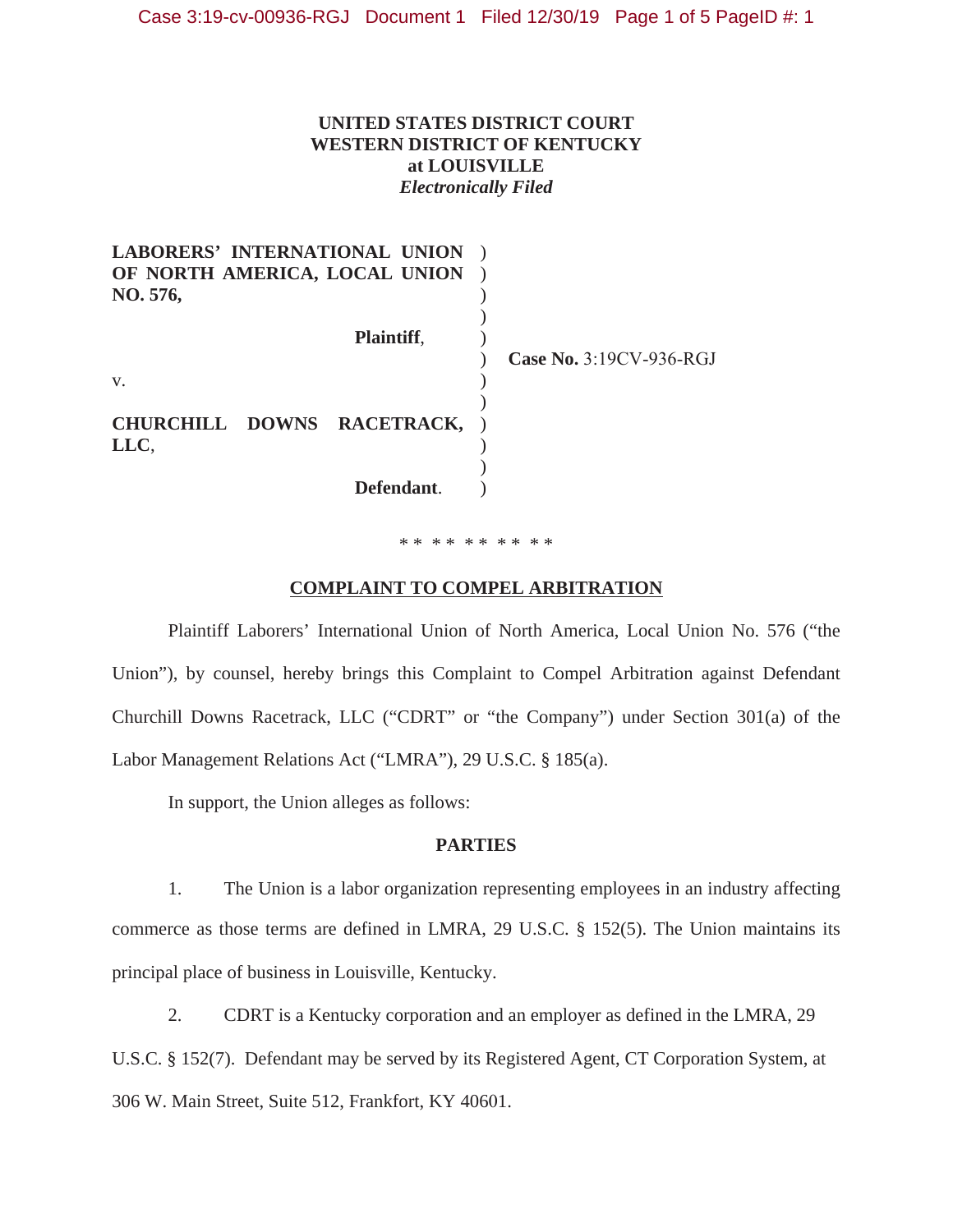**UNITED STATES DISTRICT COURT**
**WESTERN DISTRICT OF KENTUCKY**
**at LOUISVILLE**
***Electronically Filed***

**LABORERS' INTERNATIONAL UNION OF NORTH AMERICA, LOCAL UNION NO. 576,**

**Plaintiff**,

v.

**CHURCHILL DOWNS RACETRACK, LLC**,

**Defendant**.

**Case No.** 3:19CV-936-RGJ

\* \* \* \* \* \* \* \* \* \*

## COMPLAINT TO COMPEL ARBITRATION

Plaintiff Laborers' International Union of North America, Local Union No. 576 ("the Union"), by counsel, hereby brings this Complaint to Compel Arbitration against Defendant Churchill Downs Racetrack, LLC ("CDRT" or "the Company") under Section 301(a) of the Labor Management Relations Act ("LMRA"), 29 U.S.C. § 185(a).

In support, the Union alleges as follows:

### PARTIES

1. The Union is a labor organization representing employees in an industry affecting commerce as those terms are defined in LMRA, 29 U.S.C. § 152(5). The Union maintains its principal place of business in Louisville, Kentucky.

2. CDRT is a Kentucky corporation and an employer as defined in the LMRA, 29 U.S.C. § 152(7). Defendant may be served by its Registered Agent, CT Corporation System, at 306 W. Main Street, Suite 512, Frankfort, KY 40601.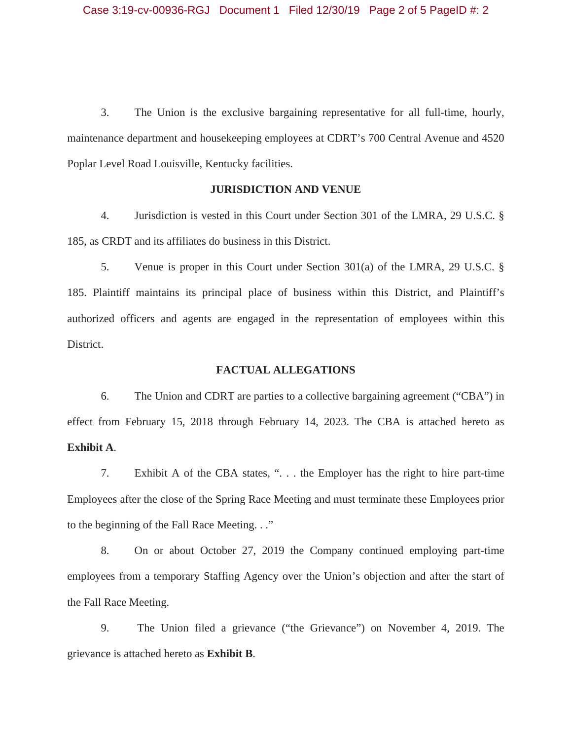3. The Union is the exclusive bargaining representative for all full-time, hourly, maintenance department and housekeeping employees at CDRT's 700 Central Avenue and 4520 Poplar Level Road Louisville, Kentucky facilities.

**JURISDICTION AND VENUE**

4. Jurisdiction is vested in this Court under Section 301 of the LMRA, 29 U.S.C. § 185, as CRDT and its affiliates do business in this District.

5. Venue is proper in this Court under Section 301(a) of the LMRA, 29 U.S.C. § 185. Plaintiff maintains its principal place of business within this District, and Plaintiff's authorized officers and agents are engaged in the representation of employees within this District.

**FACTUAL ALLEGATIONS**

6. The Union and CDRT are parties to a collective bargaining agreement ("CBA") in effect from February 15, 2018 through February 14, 2023. The CBA is attached hereto as **Exhibit A**.

7. Exhibit A of the CBA states, ". . . the Employer has the right to hire part-time Employees after the close of the Spring Race Meeting and must terminate these Employees prior to the beginning of the Fall Race Meeting. . ."

8. On or about October 27, 2019 the Company continued employing part-time employees from a temporary Staffing Agency over the Union's objection and after the start of the Fall Race Meeting.

9. The Union filed a grievance ("the Grievance") on November 4, 2019. The grievance is attached hereto as **Exhibit B**.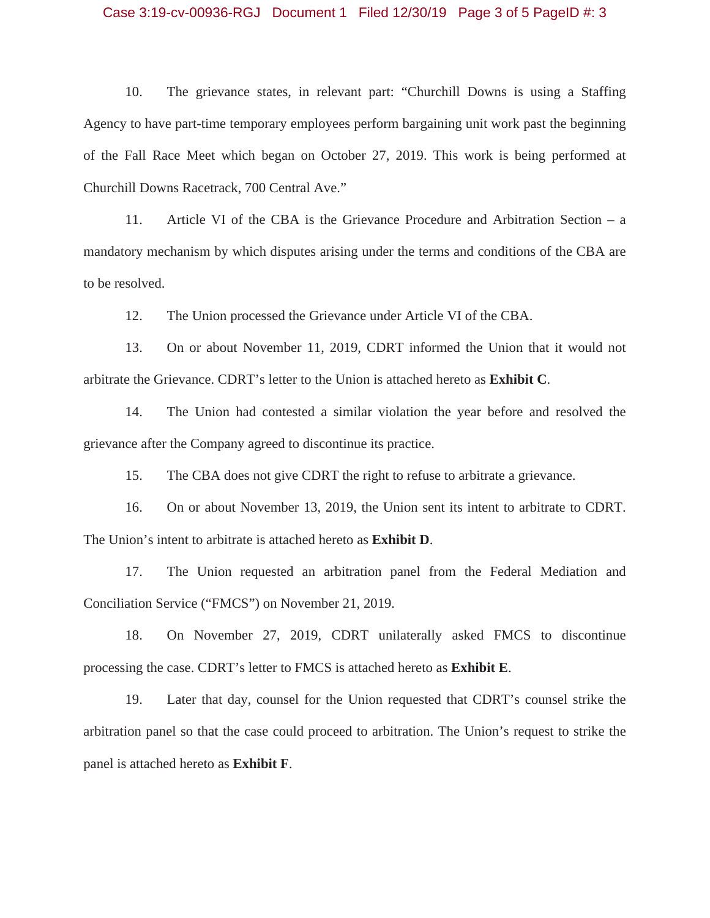10. The grievance states, in relevant part: "Churchill Downs is using a Staffing Agency to have part-time temporary employees perform bargaining unit work past the beginning of the Fall Race Meet which began on October 27, 2019. This work is being performed at Churchill Downs Racetrack, 700 Central Ave."

11. Article VI of the CBA is the Grievance Procedure and Arbitration Section – a mandatory mechanism by which disputes arising under the terms and conditions of the CBA are to be resolved.

12. The Union processed the Grievance under Article VI of the CBA.

13. On or about November 11, 2019, CDRT informed the Union that it would not arbitrate the Grievance. CDRT's letter to the Union is attached hereto as **Exhibit C**.

14. The Union had contested a similar violation the year before and resolved the grievance after the Company agreed to discontinue its practice.

15. The CBA does not give CDRT the right to refuse to arbitrate a grievance.

16. On or about November 13, 2019, the Union sent its intent to arbitrate to CDRT. The Union's intent to arbitrate is attached hereto as **Exhibit D**.

17. The Union requested an arbitration panel from the Federal Mediation and Conciliation Service ("FMCS") on November 21, 2019.

18. On November 27, 2019, CDRT unilaterally asked FMCS to discontinue processing the case. CDRT's letter to FMCS is attached hereto as **Exhibit E**.

19. Later that day, counsel for the Union requested that CDRT's counsel strike the arbitration panel so that the case could proceed to arbitration. The Union's request to strike the panel is attached hereto as **Exhibit F**.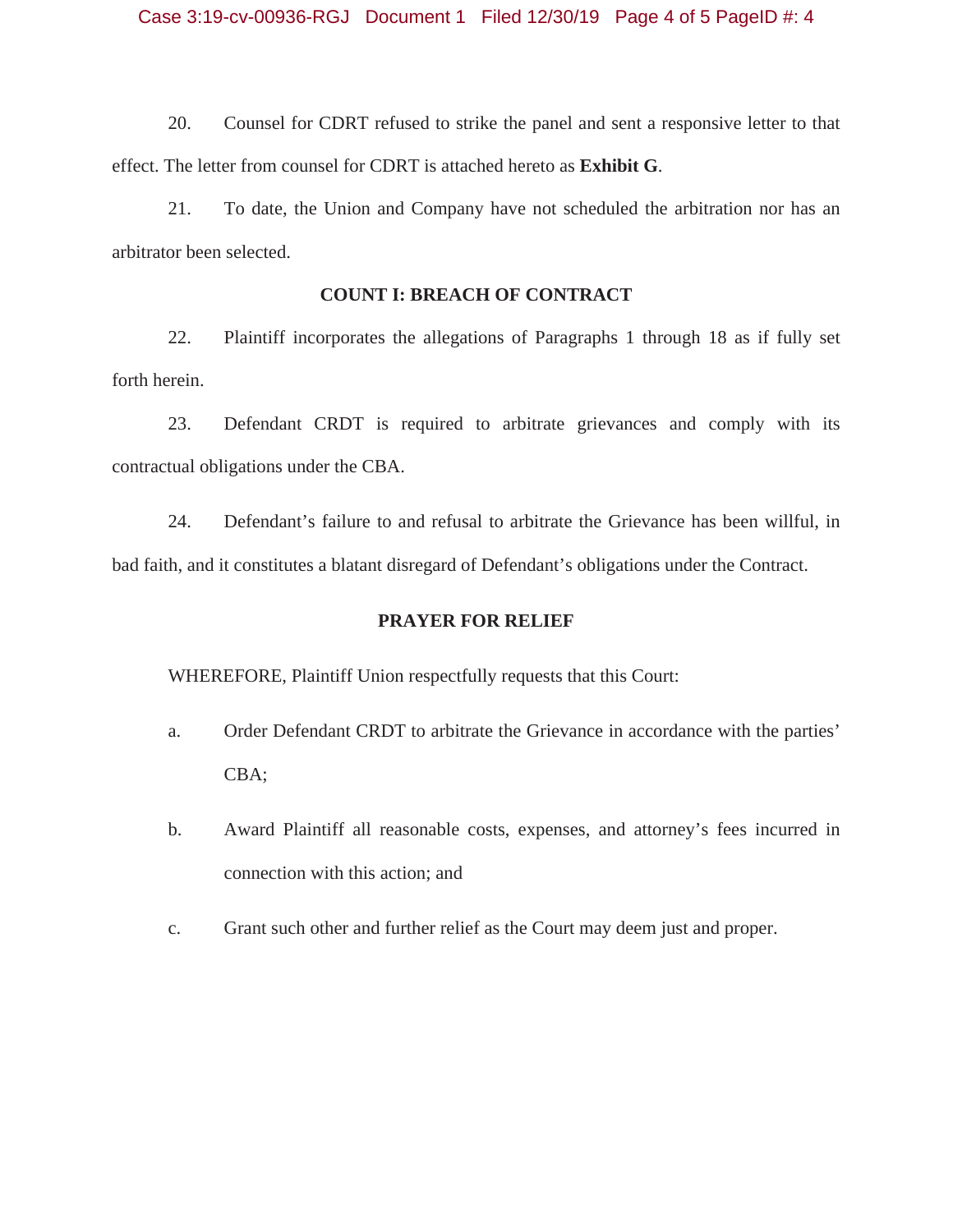20. Counsel for CDRT refused to strike the panel and sent a responsive letter to that effect. The letter from counsel for CDRT is attached hereto as **Exhibit G**.

21. To date, the Union and Company have not scheduled the arbitration nor has an arbitrator been selected.

**COUNT I: BREACH OF CONTRACT**

22. Plaintiff incorporates the allegations of Paragraphs 1 through 18 as if fully set forth herein.

23. Defendant CRDT is required to arbitrate grievances and comply with its contractual obligations under the CBA.

24. Defendant's failure to and refusal to arbitrate the Grievance has been willful, in bad faith, and it constitutes a blatant disregard of Defendant's obligations under the Contract.

**PRAYER FOR RELIEF**

WHEREFORE, Plaintiff Union respectfully requests that this Court:

a. Order Defendant CRDT to arbitrate the Grievance in accordance with the parties' CBA;

b. Award Plaintiff all reasonable costs, expenses, and attorney's fees incurred in connection with this action; and

c. Grant such other and further relief as the Court may deem just and proper.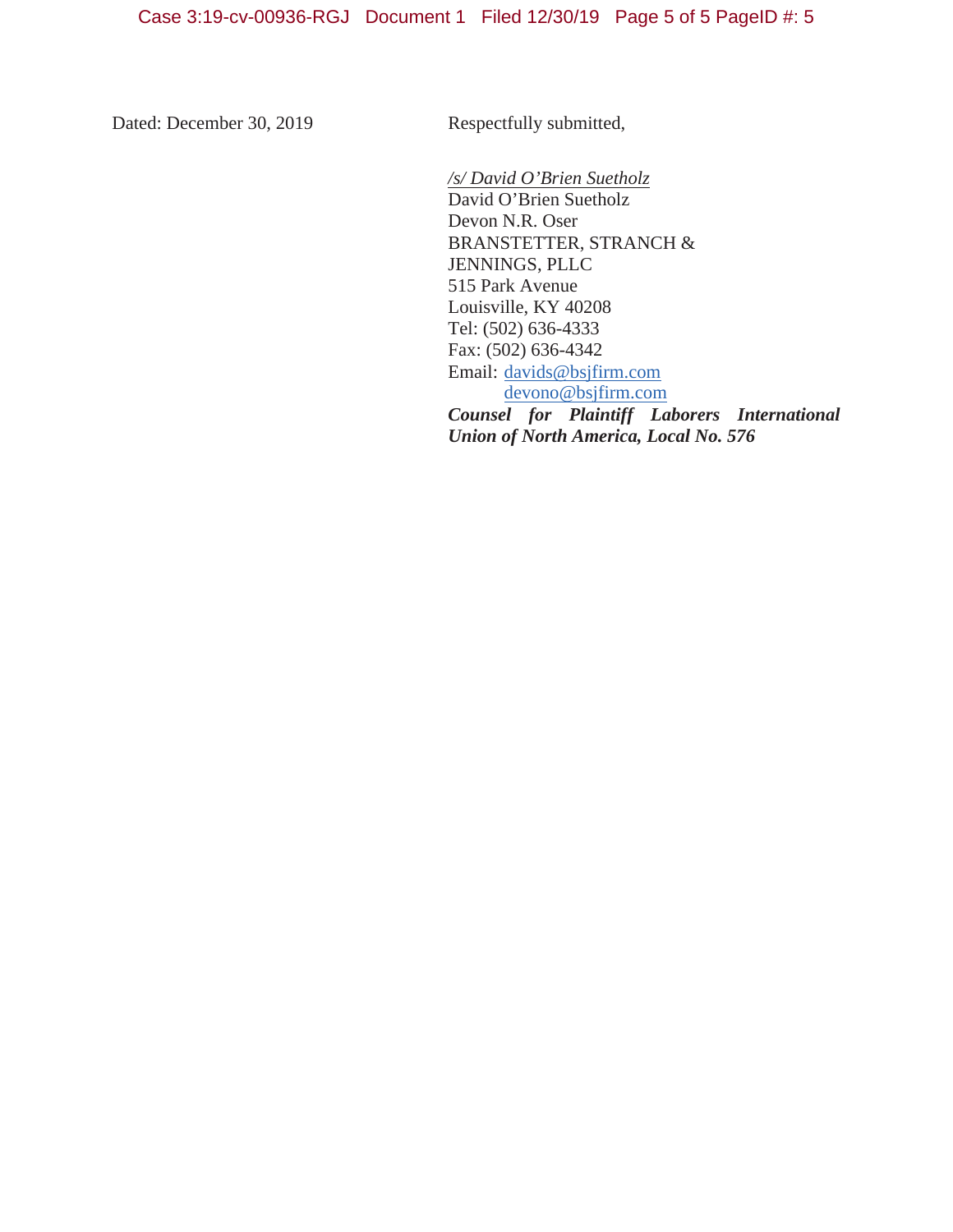Dated: December 30, 2019

Respectfully submitted,

*/s/ David O'Brien Suetholz*
David O'Brien Suetholz
Devon N.R. Oser
BRANSTETTER, STRANCH &
JENNINGS, PLLC
515 Park Avenue
Louisville, KY 40208
Tel: (502) 636-4333
Fax: (502) 636-4342
Email: davids@bsjfirm.com
devono@bsjfirm.com
***Counsel for Plaintiff Laborers International Union of North America, Local No. 576***